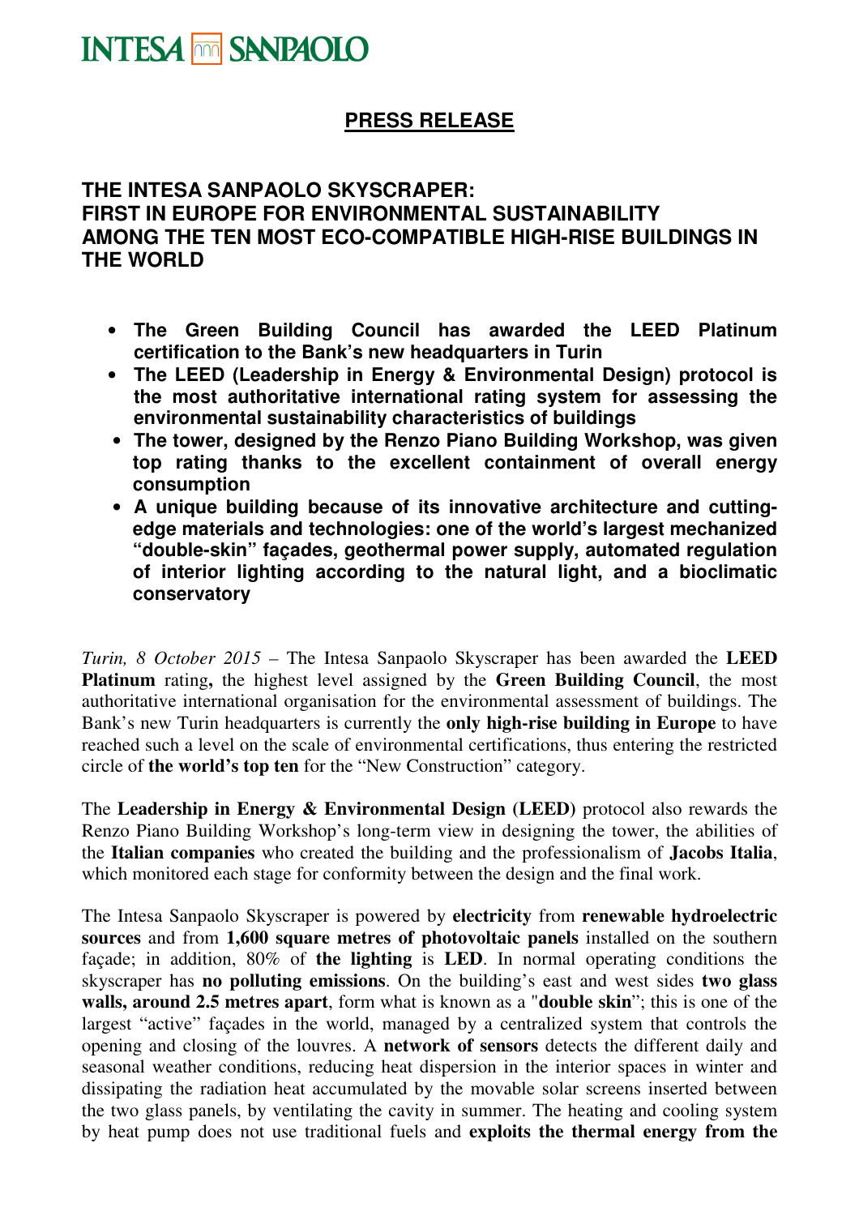INTESA SANPAOLO

**PRESS RELEASE**

# THE INTESA SANPAOLO SKYSCRAPER: FIRST IN EUROPE FOR ENVIRONMENTAL SUSTAINABILITY AMONG THE TEN MOST ECO-COMPATIBLE HIGH-RISE BUILDINGS IN THE WORLD

- **The Green Building Council has awarded the LEED Platinum certification to the Bank's new headquarters in Turin**
- **The LEED (Leadership in Energy & Environmental Design) protocol is the most authoritative international rating system for assessing the environmental sustainability characteristics of buildings**
- **The tower, designed by the Renzo Piano Building Workshop, was given top rating thanks to the excellent containment of overall energy consumption**
- **A unique building because of its innovative architecture and cutting-edge materials and technologies: one of the world's largest mechanized "double-skin" façades, geothermal power supply, automated regulation of interior lighting according to the natural light, and a bioclimatic conservatory**

*Turin, 8 October 2015* – The Intesa Sanpaolo Skyscraper has been awarded the **LEED Platinum** rating**,** the highest level assigned by the **Green Building Council**, the most authoritative international organisation for the environmental assessment of buildings. The Bank's new Turin headquarters is currently the **only high-rise building in Europe** to have reached such a level on the scale of environmental certifications, thus entering the restricted circle of **the world's top ten** for the "New Construction" category.

The **Leadership in Energy & Environmental Design (LEED)** protocol also rewards the Renzo Piano Building Workshop's long-term view in designing the tower, the abilities of the **Italian companies** who created the building and the professionalism of **Jacobs Italia**, which monitored each stage for conformity between the design and the final work.

The Intesa Sanpaolo Skyscraper is powered by **electricity** from **renewable hydroelectric sources** and from **1,600 square metres of photovoltaic panels** installed on the southern façade; in addition, 80% of **the lighting** is **LED**. In normal operating conditions the skyscraper has **no polluting emissions**. On the building's east and west sides **two glass walls, around 2.5 metres apart**, form what is known as a "**double skin**"; this is one of the largest "active" façades in the world, managed by a centralized system that controls the opening and closing of the louvres. A **network of sensors** detects the different daily and seasonal weather conditions, reducing heat dispersion in the interior spaces in winter and dissipating the radiation heat accumulated by the movable solar screens inserted between the two glass panels, by ventilating the cavity in summer. The heating and cooling system by heat pump does not use traditional fuels and **exploits the thermal energy from the**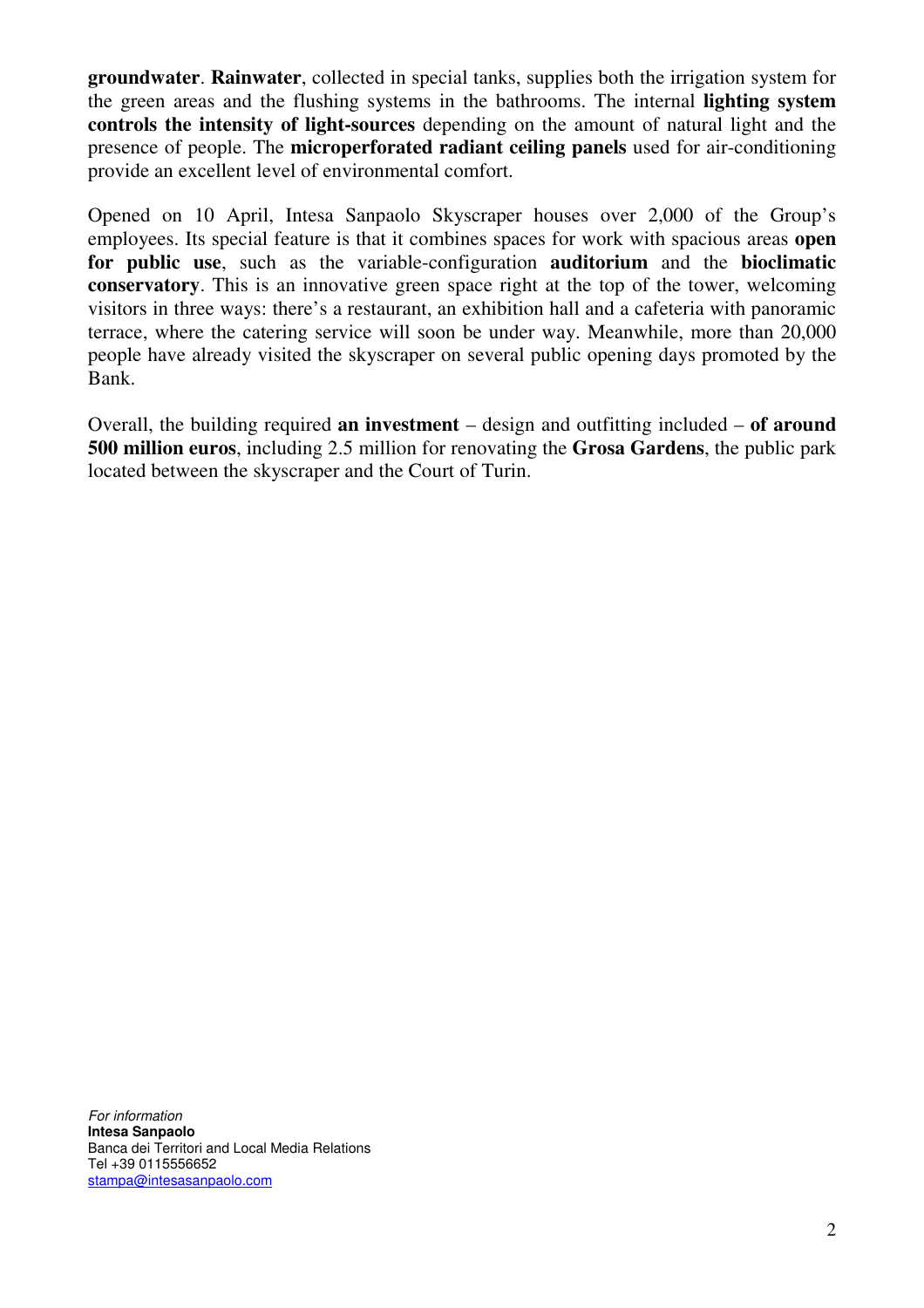**groundwater**. **Rainwater**, collected in special tanks, supplies both the irrigation system for the green areas and the flushing systems in the bathrooms. The internal **lighting system controls the intensity of light-sources** depending on the amount of natural light and the presence of people. The **microperforated radiant ceiling panels** used for air-conditioning provide an excellent level of environmental comfort.

Opened on 10 April, Intesa Sanpaolo Skyscraper houses over 2,000 of the Group's employees. Its special feature is that it combines spaces for work with spacious areas **open for public use**, such as the variable-configuration **auditorium** and the **bioclimatic conservatory**. This is an innovative green space right at the top of the tower, welcoming visitors in three ways: there's a restaurant, an exhibition hall and a cafeteria with panoramic terrace, where the catering service will soon be under way. Meanwhile, more than 20,000 people have already visited the skyscraper on several public opening days promoted by the Bank.

Overall, the building required **an investment** – design and outfitting included – **of around 500 million euros**, including 2.5 million for renovating the **Grosa Gardens**, the public park located between the skyscraper and the Court of Turin.

*For information*
**Intesa Sanpaolo**
Banca dei Territori and Local Media Relations
Tel +39 0115556652
stampa@intesasanpaolo.com